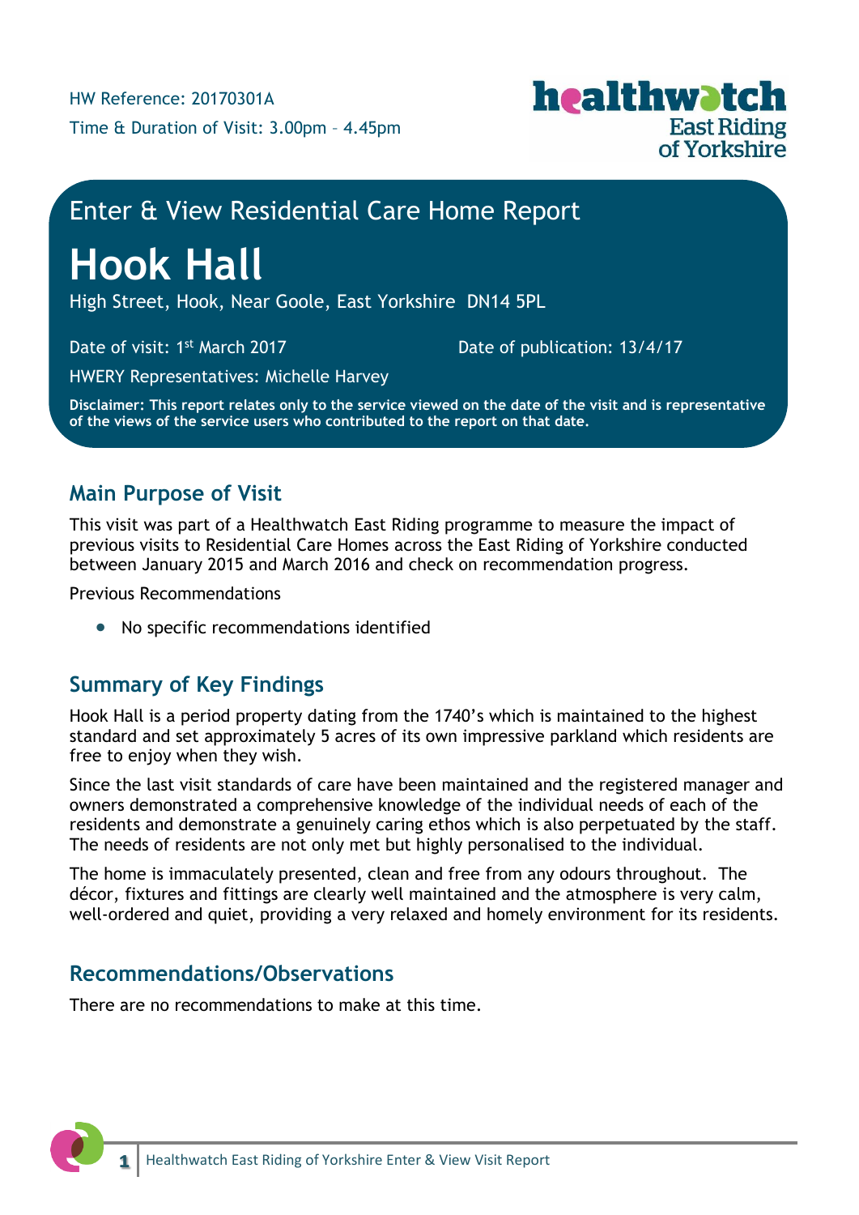HW Reference: 20170301A

Time & Duration of Visit: 3.00pm – 4.45pm

Enter & View Residential Care Home Report

# Hook Hall

High Street, Hook, Near Goole, East Yorkshire DN14 5PL

Date of visit: 1st March 2017

Date of publication: 13/4/17

HWERY Representatives: Michelle Harvey

**Disclaimer: This report relates only to the service viewed on the date of the visit and is representative of the views of the service users who contributed to the report on that date.**

## Main Purpose of Visit

This visit was part of a Healthwatch East Riding programme to measure the impact of previous visits to Residential Care Homes across the East Riding of Yorkshire conducted between January 2015 and March 2016 and check on recommendation progress.

Previous Recommendations

- No specific recommendations identified

## Summary of Key Findings

Hook Hall is a period property dating from the 1740's which is maintained to the highest standard and set approximately 5 acres of its own impressive parkland which residents are free to enjoy when they wish.

Since the last visit standards of care have been maintained and the registered manager and owners demonstrated a comprehensive knowledge of the individual needs of each of the residents and demonstrate a genuinely caring ethos which is also perpetuated by the staff. The needs of residents are not only met but highly personalised to the individual.

The home is immaculately presented, clean and free from any odours throughout. The décor, fixtures and fittings are clearly well maintained and the atmosphere is very calm, well-ordered and quiet, providing a very relaxed and homely environment for its residents.

## Recommendations/Observations

There are no recommendations to make at this time.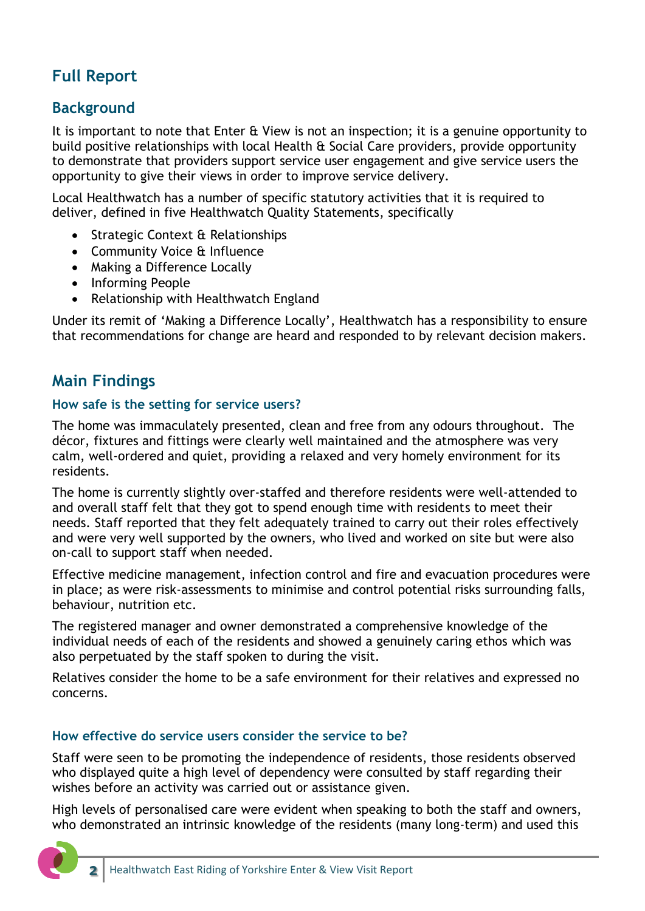# Full Report

## Background

It is important to note that Enter & View is not an inspection; it is a genuine opportunity to build positive relationships with local Health & Social Care providers, provide opportunity to demonstrate that providers support service user engagement and give service users the opportunity to give their views in order to improve service delivery.

Local Healthwatch has a number of specific statutory activities that it is required to deliver, defined in five Healthwatch Quality Statements, specifically

- Strategic Context & Relationships
- Community Voice & Influence
- Making a Difference Locally
- Informing People
- Relationship with Healthwatch England

Under its remit of 'Making a Difference Locally', Healthwatch has a responsibility to ensure that recommendations for change are heard and responded to by relevant decision makers.

## Main Findings

### How safe is the setting for service users?

The home was immaculately presented, clean and free from any odours throughout. The décor, fixtures and fittings were clearly well maintained and the atmosphere was very calm, well-ordered and quiet, providing a relaxed and very homely environment for its residents.

The home is currently slightly over-staffed and therefore residents were well-attended to and overall staff felt that they got to spend enough time with residents to meet their needs. Staff reported that they felt adequately trained to carry out their roles effectively and were very well supported by the owners, who lived and worked on site but were also on-call to support staff when needed.

Effective medicine management, infection control and fire and evacuation procedures were in place; as were risk-assessments to minimise and control potential risks surrounding falls, behaviour, nutrition etc.

The registered manager and owner demonstrated a comprehensive knowledge of the individual needs of each of the residents and showed a genuinely caring ethos which was also perpetuated by the staff spoken to during the visit.

Relatives consider the home to be a safe environment for their relatives and expressed no concerns.

### How effective do service users consider the service to be?

Staff were seen to be promoting the independence of residents, those residents observed who displayed quite a high level of dependency were consulted by staff regarding their wishes before an activity was carried out or assistance given.

High levels of personalised care were evident when speaking to both the staff and owners, who demonstrated an intrinsic knowledge of the residents (many long-term) and used this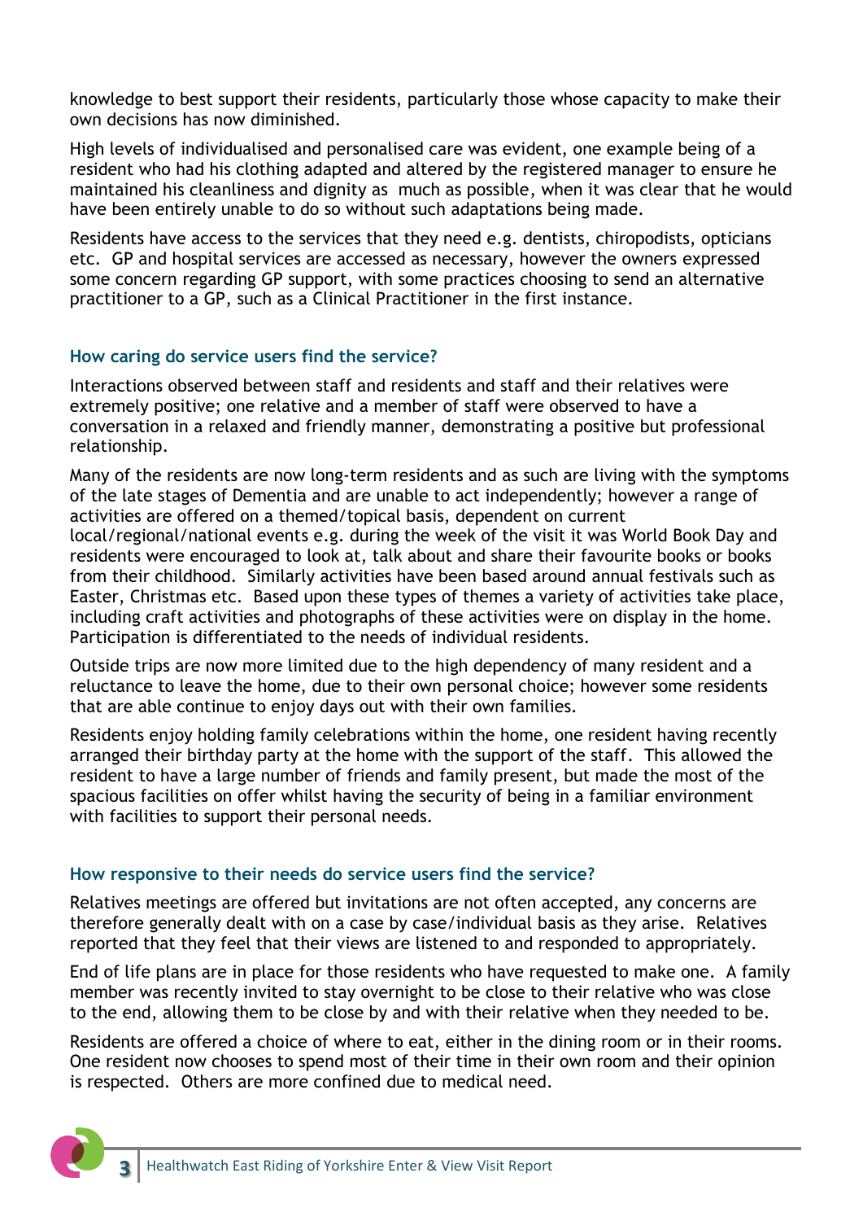knowledge to best support their residents, particularly those whose capacity to make their own decisions has now diminished.

High levels of individualised and personalised care was evident, one example being of a resident who had his clothing adapted and altered by the registered manager to ensure he maintained his cleanliness and dignity as much as possible, when it was clear that he would have been entirely unable to do so without such adaptations being made.

Residents have access to the services that they need e.g. dentists, chiropodists, opticians etc. GP and hospital services are accessed as necessary, however the owners expressed some concern regarding GP support, with some practices choosing to send an alternative practitioner to a GP, such as a Clinical Practitioner in the first instance.

### How caring do service users find the service?

Interactions observed between staff and residents and staff and their relatives were extremely positive; one relative and a member of staff were observed to have a conversation in a relaxed and friendly manner, demonstrating a positive but professional relationship.

Many of the residents are now long-term residents and as such are living with the symptoms of the late stages of Dementia and are unable to act independently; however a range of activities are offered on a themed/topical basis, dependent on current local/regional/national events e.g. during the week of the visit it was World Book Day and residents were encouraged to look at, talk about and share their favourite books or books from their childhood. Similarly activities have been based around annual festivals such as Easter, Christmas etc. Based upon these types of themes a variety of activities take place, including craft activities and photographs of these activities were on display in the home. Participation is differentiated to the needs of individual residents.

Outside trips are now more limited due to the high dependency of many resident and a reluctance to leave the home, due to their own personal choice; however some residents that are able continue to enjoy days out with their own families.

Residents enjoy holding family celebrations within the home, one resident having recently arranged their birthday party at the home with the support of the staff. This allowed the resident to have a large number of friends and family present, but made the most of the spacious facilities on offer whilst having the security of being in a familiar environment with facilities to support their personal needs.

### How responsive to their needs do service users find the service?

Relatives meetings are offered but invitations are not often accepted, any concerns are therefore generally dealt with on a case by case/individual basis as they arise. Relatives reported that they feel that their views are listened to and responded to appropriately.

End of life plans are in place for those residents who have requested to make one. A family member was recently invited to stay overnight to be close to their relative who was close to the end, allowing them to be close by and with their relative when they needed to be.

Residents are offered a choice of where to eat, either in the dining room or in their rooms. One resident now chooses to spend most of their time in their own room and their opinion is respected. Others are more confined due to medical need.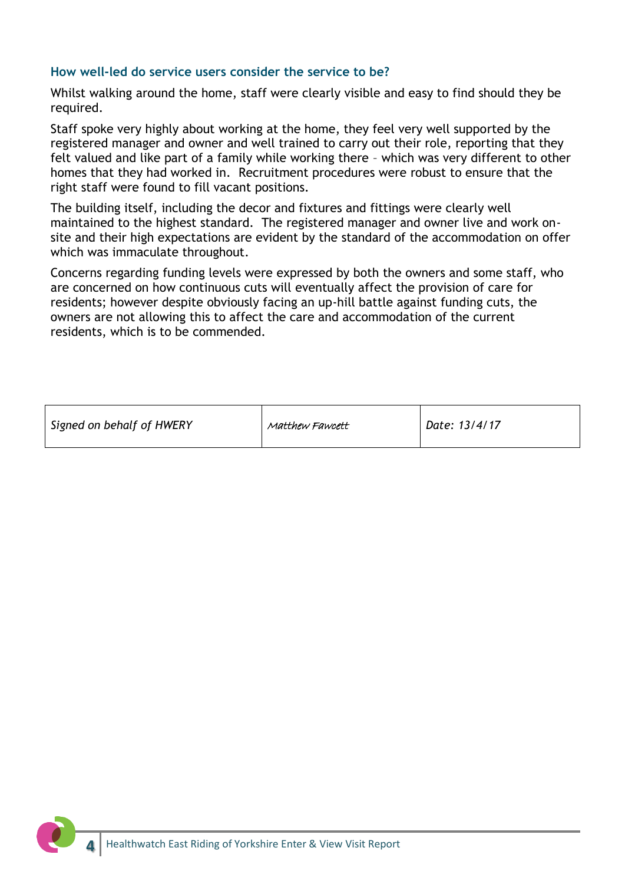### How well-led do service users consider the service to be?

Whilst walking around the home, staff were clearly visible and easy to find should they be required.

Staff spoke very highly about working at the home, they feel very well supported by the registered manager and owner and well trained to carry out their role, reporting that they felt valued and like part of a family while working there – which was very different to other homes that they had worked in. Recruitment procedures were robust to ensure that the right staff were found to fill vacant positions.

The building itself, including the decor and fixtures and fittings were clearly well maintained to the highest standard. The registered manager and owner live and work on-site and their high expectations are evident by the standard of the accommodation on offer which was immaculate throughout.

Concerns regarding funding levels were expressed by both the owners and some staff, who are concerned on how continuous cuts will eventually affect the provision of care for residents; however despite obviously facing an up-hill battle against funding cuts, the owners are not allowing this to affect the care and accommodation of the current residents, which is to be commended.

| | | |
|---|---|---|
| *Signed on behalf of HWERY* | *Matthew Fawcett* | *Date: 13/4/17* |